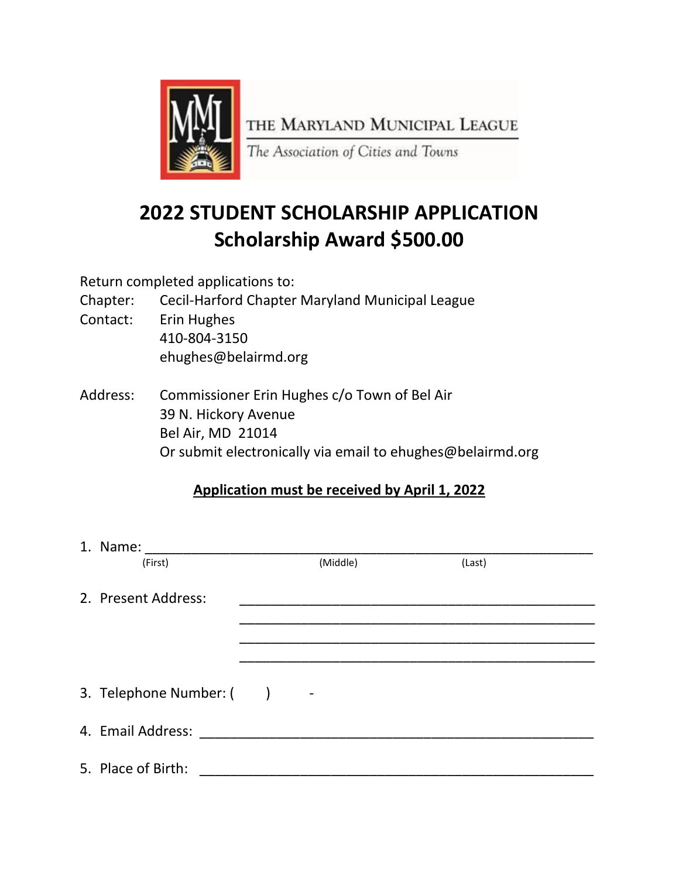THE MARYLAND MUNICIPAL LEAGUE

*The Association of Cities and Towns*

# 2022 STUDENT SCHOLARSHIP APPLICATION
# Scholarship Award $500.00

Return completed applications to:

Chapter: Cecil-Harford Chapter Maryland Municipal League

Contact: Erin Hughes
410-804-3150
ehughes@belairmd.org

Address: Commissioner Erin Hughes c/o Town of Bel Air
39 N. Hickory Avenue
Bel Air, MD 21014
Or submit electronically via email to ehughes@belairmd.org

**Application must be received by April 1, 2022**

1. Name: ____________________________________________________________
   (First) (Middle) (Last)

2. Present Address: ______________________________________________
   ______________________________________________
   ______________________________________________
   ______________________________________________

3. Telephone Number: ( ) -

4. Email Address: ____________________________________________________

5. Place of Birth: ____________________________________________________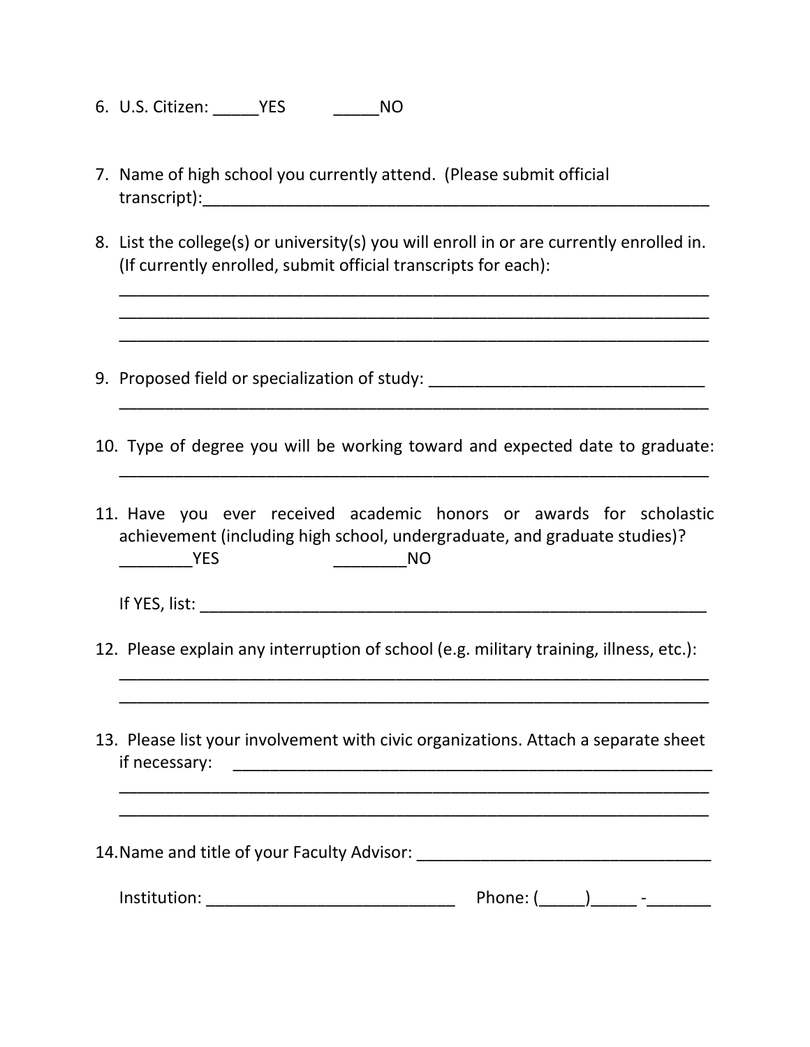6. U.S. Citizen: _____YES _____NO

7. Name of high school you currently attend. (Please submit official transcript):___________________________________________________________

8. List the college(s) or university(s) you will enroll in or are currently enrolled in. (If currently enrolled, submit official transcripts for each):

   _________________________________________________________________
   _________________________________________________________________
   _________________________________________________________________

9. Proposed field or specialization of study: _______________________________
   _________________________________________________________________

10. Type of degree you will be working toward and expected date to graduate:
    _________________________________________________________________

11. Have you ever received academic honors or awards for scholastic achievement (including high school, undergraduate, and graduate studies)?
    ________YES ________NO

    If YES, list: _________________________________________________________

12. Please explain any interruption of school (e.g. military training, illness, etc.):
    _________________________________________________________________
    _________________________________________________________________

13. Please list your involvement with civic organizations. Attach a separate sheet if necessary: ______________________________________________________
    _________________________________________________________________
    _________________________________________________________________

14. Name and title of your Faculty Advisor: _________________________________

    Institution: ___________________________ Phone: (_____)_____ -_______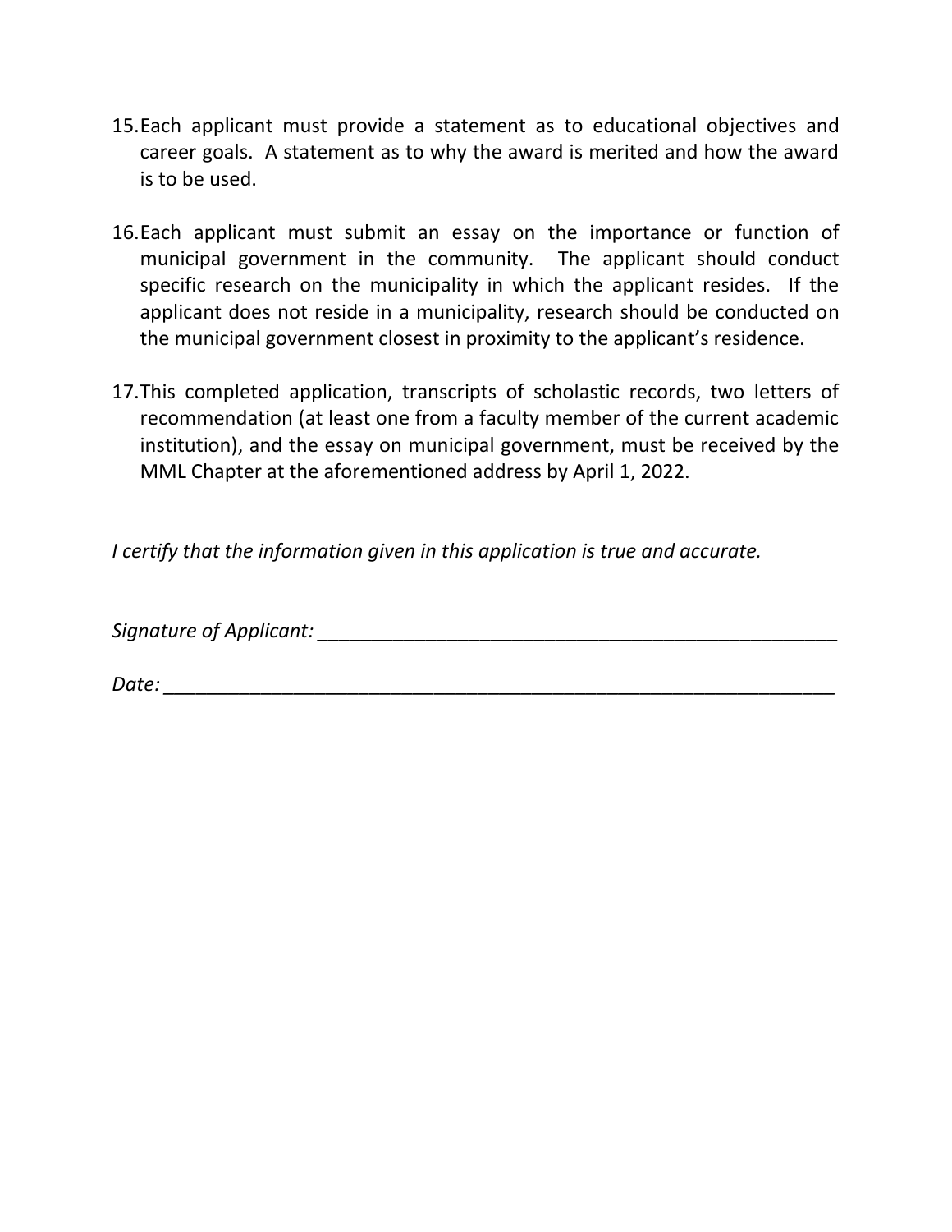15. Each applicant must provide a statement as to educational objectives and career goals. A statement as to why the award is merited and how the award is to be used.

16. Each applicant must submit an essay on the importance or function of municipal government in the community. The applicant should conduct specific research on the municipality in which the applicant resides. If the applicant does not reside in a municipality, research should be conducted on the municipal government closest in proximity to the applicant's residence.

17. This completed application, transcripts of scholastic records, two letters of recommendation (at least one from a faculty member of the current academic institution), and the essay on municipal government, must be received by the MML Chapter at the aforementioned address by April 1, 2022.

*I certify that the information given in this application is true and accurate.*

*Signature of Applicant:* ___________________________________________________

*Date:* ______________________________________________________________